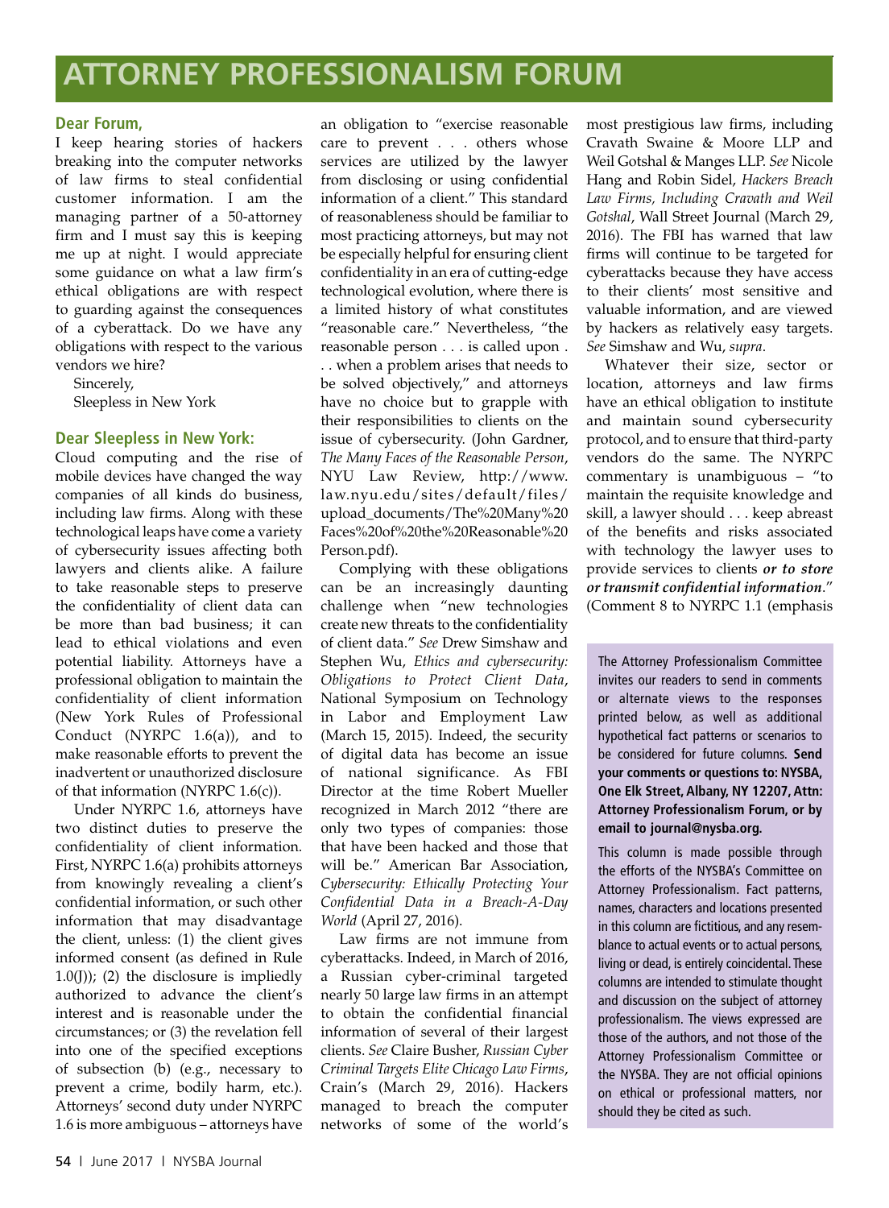# ATTORNEY PROFESSIONALISM FORUM

**Dear Forum,**

I keep hearing stories of hackers breaking into the computer networks of law firms to steal confidential customer information. I am the managing partner of a 50-attorney firm and I must say this is keeping me up at night. I would appreciate some guidance on what a law firm's ethical obligations are with respect to guarding against the consequences of a cyberattack. Do we have any obligations with respect to the various vendors we hire?

Sincerely,
Sleepless in New York

**Dear Sleepless in New York:**

Cloud computing and the rise of mobile devices have changed the way companies of all kinds do business, including law firms. Along with these technological leaps have come a variety of cybersecurity issues affecting both lawyers and clients alike. A failure to take reasonable steps to preserve the confidentiality of client data can be more than bad business; it can lead to ethical violations and even potential liability. Attorneys have a professional obligation to maintain the confidentiality of client information (New York Rules of Professional Conduct (NYRPC 1.6(a)), and to make reasonable efforts to prevent the inadvertent or unauthorized disclosure of that information (NYRPC 1.6(c)).

Under NYRPC 1.6, attorneys have two distinct duties to preserve the confidentiality of client information. First, NYRPC 1.6(a) prohibits attorneys from knowingly revealing a client's confidential information, or such other information that may disadvantage the client, unless: (1) the client gives informed consent (as defined in Rule 1.0(J)); (2) the disclosure is impliedly authorized to advance the client's interest and is reasonable under the circumstances; or (3) the revelation fell into one of the specified exceptions of subsection (b) (e.g., necessary to prevent a crime, bodily harm, etc.). Attorneys' second duty under NYRPC 1.6 is more ambiguous – attorneys have an obligation to "exercise reasonable care to prevent . . . others whose services are utilized by the lawyer from disclosing or using confidential information of a client." This standard of reasonableness should be familiar to most practicing attorneys, but may not be especially helpful for ensuring client confidentiality in an era of cutting-edge technological evolution, where there is a limited history of what constitutes "reasonable care." Nevertheless, "the reasonable person . . . is called upon . . . when a problem arises that needs to be solved objectively," and attorneys have no choice but to grapple with their responsibilities to clients on the issue of cybersecurity. (John Gardner, *The Many Faces of the Reasonable Person*, NYU Law Review, http://www.law.nyu.edu/sites/default/files/upload_documents/The%20Many%20Faces%20of%20the%20Reasonable%20Person.pdf).

Complying with these obligations can be an increasingly daunting challenge when "new technologies create new threats to the confidentiality of client data." *See* Drew Simshaw and Stephen Wu, *Ethics and cybersecurity: Obligations to Protect Client Data*, National Symposium on Technology in Labor and Employment Law (March 15, 2015). Indeed, the security of digital data has become an issue of national significance. As FBI Director at the time Robert Mueller recognized in March 2012 "there are only two types of companies: those that have been hacked and those that will be." American Bar Association, *Cybersecurity: Ethically Protecting Your Confidential Data in a Breach-A-Day World* (April 27, 2016).

Law firms are not immune from cyberattacks. Indeed, in March of 2016, a Russian cyber-criminal targeted nearly 50 large law firms in an attempt to obtain the confidential financial information of several of their largest clients. *See* Claire Busher, *Russian Cyber Criminal Targets Elite Chicago Law Firms*, Crain's (March 29, 2016). Hackers managed to breach the computer networks of some of the world's most prestigious law firms, including Cravath Swaine & Moore LLP and Weil Gotshal & Manges LLP. *See* Nicole Hang and Robin Sidel, *Hackers Breach Law Firms, Including Cravath and Weil Gotshal*, Wall Street Journal (March 29, 2016). The FBI has warned that law firms will continue to be targeted for cyberattacks because they have access to their clients' most sensitive and valuable information, and are viewed by hackers as relatively easy targets. *See* Simshaw and Wu, *supra*.

Whatever their size, sector or location, attorneys and law firms have an ethical obligation to institute and maintain sound cybersecurity protocol, and to ensure that third-party vendors do the same. The NYRPC commentary is unambiguous – "to maintain the requisite knowledge and skill, a lawyer should . . . keep abreast of the benefits and risks associated with technology the lawyer uses to provide services to clients ***or to store or transmit confidential information***." (Comment 8 to NYRPC 1.1 (emphasis

---

The Attorney Professionalism Committee invites our readers to send in comments or alternate views to the responses printed below, as well as additional hypothetical fact patterns or scenarios to be considered for future columns. **Send your comments or questions to: NYSBA, One Elk Street, Albany, NY 12207, Attn: Attorney Professionalism Forum, or by email to journal@nysba.org.**

This column is made possible through the efforts of the NYSBA's Committee on Attorney Professionalism. Fact patterns, names, characters and locations presented in this column are fictitious, and any resemblance to actual events or to actual persons, living or dead, is entirely coincidental. These columns are intended to stimulate thought and discussion on the subject of attorney professionalism. The views expressed are those of the authors, and not those of the Attorney Professionalism Committee or the NYSBA. They are not official opinions on ethical or professional matters, nor should they be cited as such.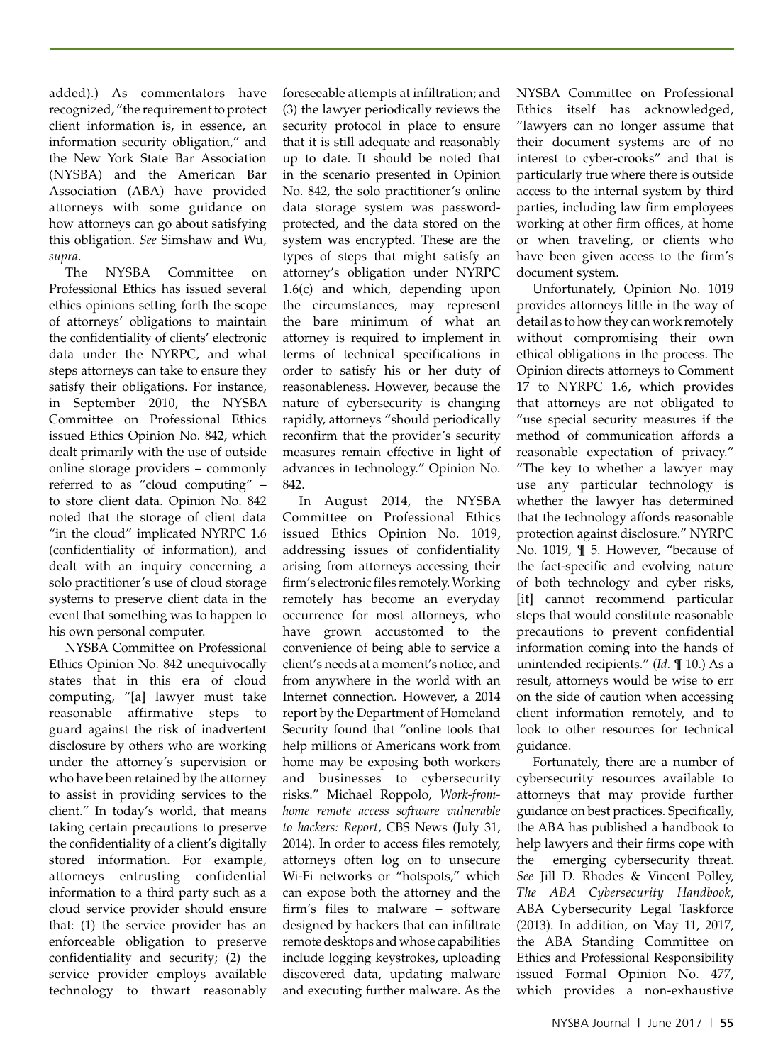added).) As commentators have recognized, "the requirement to protect client information is, in essence, an information security obligation," and the New York State Bar Association (NYSBA) and the American Bar Association (ABA) have provided attorneys with some guidance on how attorneys can go about satisfying this obligation. *See* Simshaw and Wu, *supra*.

The NYSBA Committee on Professional Ethics has issued several ethics opinions setting forth the scope of attorneys' obligations to maintain the confidentiality of clients' electronic data under the NYRPC, and what steps attorneys can take to ensure they satisfy their obligations. For instance, in September 2010, the NYSBA Committee on Professional Ethics issued Ethics Opinion No. 842, which dealt primarily with the use of outside online storage providers – commonly referred to as "cloud computing" – to store client data. Opinion No. 842 noted that the storage of client data "in the cloud" implicated NYRPC 1.6 (confidentiality of information), and dealt with an inquiry concerning a solo practitioner's use of cloud storage systems to preserve client data in the event that something was to happen to his own personal computer.

NYSBA Committee on Professional Ethics Opinion No. 842 unequivocally states that in this era of cloud computing, "[a] lawyer must take reasonable affirmative steps to guard against the risk of inadvertent disclosure by others who are working under the attorney's supervision or who have been retained by the attorney to assist in providing services to the client." In today's world, that means taking certain precautions to preserve the confidentiality of a client's digitally stored information. For example, attorneys entrusting confidential information to a third party such as a cloud service provider should ensure that: (1) the service provider has an enforceable obligation to preserve confidentiality and security; (2) the service provider employs available technology to thwart reasonably foreseeable attempts at infiltration; and (3) the lawyer periodically reviews the security protocol in place to ensure that it is still adequate and reasonably up to date. It should be noted that in the scenario presented in Opinion No. 842, the solo practitioner's online data storage system was password-protected, and the data stored on the system was encrypted. These are the types of steps that might satisfy an attorney's obligation under NYRPC 1.6(c) and which, depending upon the circumstances, may represent the bare minimum of what an attorney is required to implement in terms of technical specifications in order to satisfy his or her duty of reasonableness. However, because the nature of cybersecurity is changing rapidly, attorneys "should periodically reconfirm that the provider's security measures remain effective in light of advances in technology." Opinion No. 842.

In August 2014, the NYSBA Committee on Professional Ethics issued Ethics Opinion No. 1019, addressing issues of confidentiality arising from attorneys accessing their firm's electronic files remotely. Working remotely has become an everyday occurrence for most attorneys, who have grown accustomed to the convenience of being able to service a client's needs at a moment's notice, and from anywhere in the world with an Internet connection. However, a 2014 report by the Department of Homeland Security found that "online tools that help millions of Americans work from home may be exposing both workers and businesses to cybersecurity risks." Michael Roppolo, *Work-from-home remote access software vulnerable to hackers: Report*, CBS News (July 31, 2014). In order to access files remotely, attorneys often log on to unsecure Wi-Fi networks or "hotspots," which can expose both the attorney and the firm's files to malware – software designed by hackers that can infiltrate remote desktops and whose capabilities include logging keystrokes, uploading discovered data, updating malware and executing further malware. As the NYSBA Committee on Professional Ethics itself has acknowledged, "lawyers can no longer assume that their document systems are of no interest to cyber-crooks" and that is particularly true where there is outside access to the internal system by third parties, including law firm employees working at other firm offices, at home or when traveling, or clients who have been given access to the firm's document system.

Unfortunately, Opinion No. 1019 provides attorneys little in the way of detail as to how they can work remotely without compromising their own ethical obligations in the process. The Opinion directs attorneys to Comment 17 to NYRPC 1.6, which provides that attorneys are not obligated to "use special security measures if the method of communication affords a reasonable expectation of privacy." "The key to whether a lawyer may use any particular technology is whether the lawyer has determined that the technology affords reasonable protection against disclosure." NYRPC No. 1019, ¶ 5. However, "because of the fact-specific and evolving nature of both technology and cyber risks, [it] cannot recommend particular steps that would constitute reasonable precautions to prevent confidential information coming into the hands of unintended recipients." (*Id.* ¶ 10.) As a result, attorneys would be wise to err on the side of caution when accessing client information remotely, and to look to other resources for technical guidance.

Fortunately, there are a number of cybersecurity resources available to attorneys that may provide further guidance on best practices. Specifically, the ABA has published a handbook to help lawyers and their firms cope with the emerging cybersecurity threat. *See* Jill D. Rhodes & Vincent Polley, *The ABA Cybersecurity Handbook*, ABA Cybersecurity Legal Taskforce (2013). In addition, on May 11, 2017, the ABA Standing Committee on Ethics and Professional Responsibility issued Formal Opinion No. 477, which provides a non-exhaustive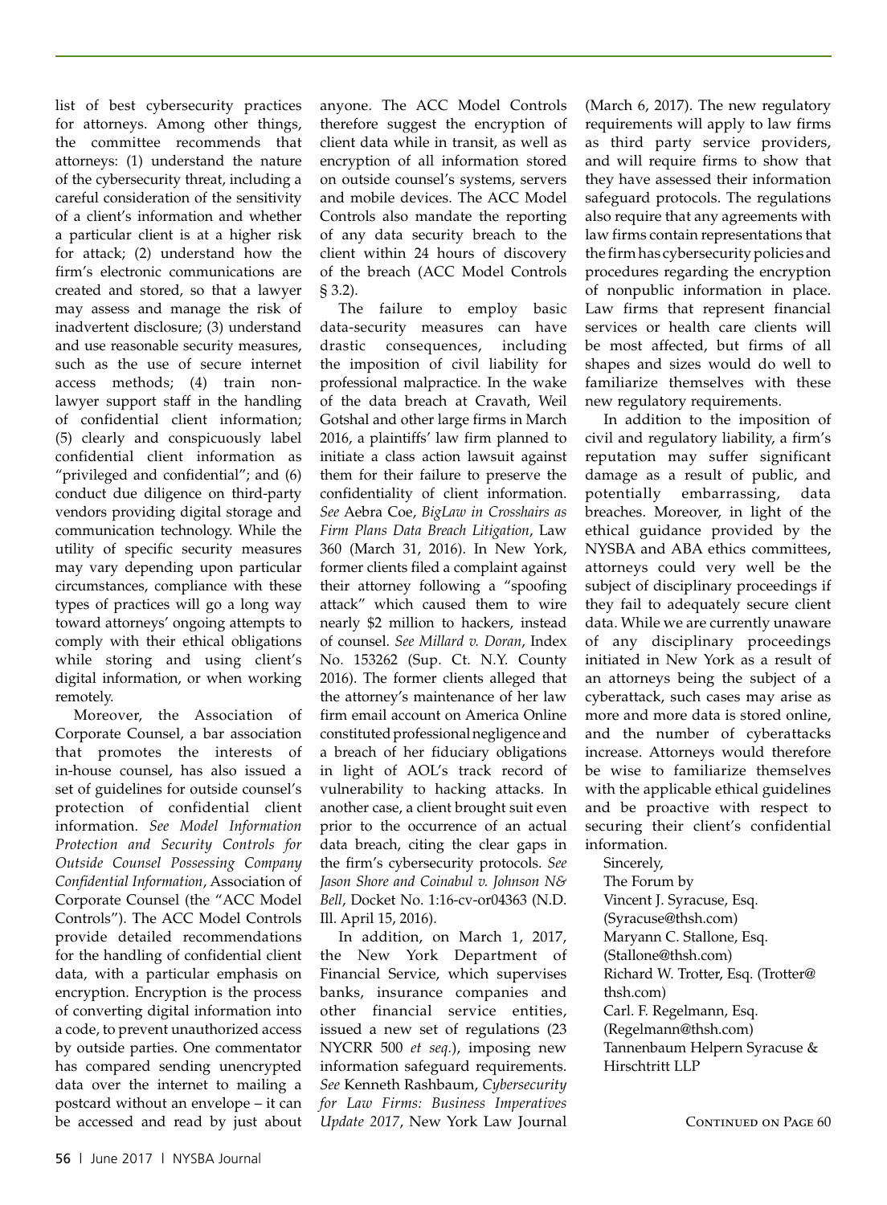list of best cybersecurity practices for attorneys. Among other things, the committee recommends that attorneys: (1) understand the nature of the cybersecurity threat, including a careful consideration of the sensitivity of a client's information and whether a particular client is at a higher risk for attack; (2) understand how the firm's electronic communications are created and stored, so that a lawyer may assess and manage the risk of inadvertent disclosure; (3) understand and use reasonable security measures, such as the use of secure internet access methods; (4) train non-lawyer support staff in the handling of confidential client information; (5) clearly and conspicuously label confidential client information as "privileged and confidential"; and (6) conduct due diligence on third-party vendors providing digital storage and communication technology. While the utility of specific security measures may vary depending upon particular circumstances, compliance with these types of practices will go a long way toward attorneys' ongoing attempts to comply with their ethical obligations while storing and using client's digital information, or when working remotely.

Moreover, the Association of Corporate Counsel, a bar association that promotes the interests of in-house counsel, has also issued a set of guidelines for outside counsel's protection of confidential client information. *See Model Information Protection and Security Controls for Outside Counsel Possessing Company Confidential Information*, Association of Corporate Counsel (the "ACC Model Controls"). The ACC Model Controls provide detailed recommendations for the handling of confidential client data, with a particular emphasis on encryption. Encryption is the process of converting digital information into a code, to prevent unauthorized access by outside parties. One commentator has compared sending unencrypted data over the internet to mailing a postcard without an envelope – it can be accessed and read by just about anyone. The ACC Model Controls therefore suggest the encryption of client data while in transit, as well as encryption of all information stored on outside counsel's systems, servers and mobile devices. The ACC Model Controls also mandate the reporting of any data security breach to the client within 24 hours of discovery of the breach (ACC Model Controls § 3.2).

The failure to employ basic data-security measures can have drastic consequences, including the imposition of civil liability for professional malpractice. In the wake of the data breach at Cravath, Weil Gotshal and other large firms in March 2016, a plaintiffs' law firm planned to initiate a class action lawsuit against them for their failure to preserve the confidentiality of client information. *See* Aebra Coe, *BigLaw in Crosshairs as Firm Plans Data Breach Litigation*, Law 360 (March 31, 2016). In New York, former clients filed a complaint against their attorney following a "spoofing attack" which caused them to wire nearly $2 million to hackers, instead of counsel. *See Millard v. Doran*, Index No. 153262 (Sup. Ct. N.Y. County 2016). The former clients alleged that the attorney's maintenance of her law firm email account on America Online constituted professional negligence and a breach of her fiduciary obligations in light of AOL's track record of vulnerability to hacking attacks. In another case, a client brought suit even prior to the occurrence of an actual data breach, citing the clear gaps in the firm's cybersecurity protocols. *See Jason Shore and Coinabul v. Johnson N& Bell*, Docket No. 1:16-cv-or04363 (N.D. Ill. April 15, 2016).

In addition, on March 1, 2017, the New York Department of Financial Service, which supervises banks, insurance companies and other financial service entities, issued a new set of regulations (23 NYCRR 500 *et seq.*), imposing new information safeguard requirements. *See* Kenneth Rashbaum, *Cybersecurity for Law Firms: Business Imperatives Update 2017*, New York Law Journal (March 6, 2017). The new regulatory requirements will apply to law firms as third party service providers, and will require firms to show that they have assessed their information safeguard protocols. The regulations also require that any agreements with law firms contain representations that the firm has cybersecurity policies and procedures regarding the encryption of nonpublic information in place. Law firms that represent financial services or health care clients will be most affected, but firms of all shapes and sizes would do well to familiarize themselves with these new regulatory requirements.

In addition to the imposition of civil and regulatory liability, a firm's reputation may suffer significant damage as a result of public, and potentially embarrassing, data breaches. Moreover, in light of the ethical guidance provided by the NYSBA and ABA ethics committees, attorneys could very well be the subject of disciplinary proceedings if they fail to adequately secure client data. While we are currently unaware of any disciplinary proceedings initiated in New York as a result of an attorneys being the subject of a cyberattack, such cases may arise as more and more data is stored online, and the number of cyberattacks increase. Attorneys would therefore be wise to familiarize themselves with the applicable ethical guidelines and be proactive with respect to securing their client's confidential information.

Sincerely,
The Forum by
Vincent J. Syracuse, Esq. (Syracuse@thsh.com)
Maryann C. Stallone, Esq. (Stallone@thsh.com)
Richard W. Trotter, Esq. (Trotter@thsh.com)
Carl. F. Regelmann, Esq. (Regelmann@thsh.com)
Tannenbaum Helpern Syracuse & Hirschtritt LLP

Continued on Page 60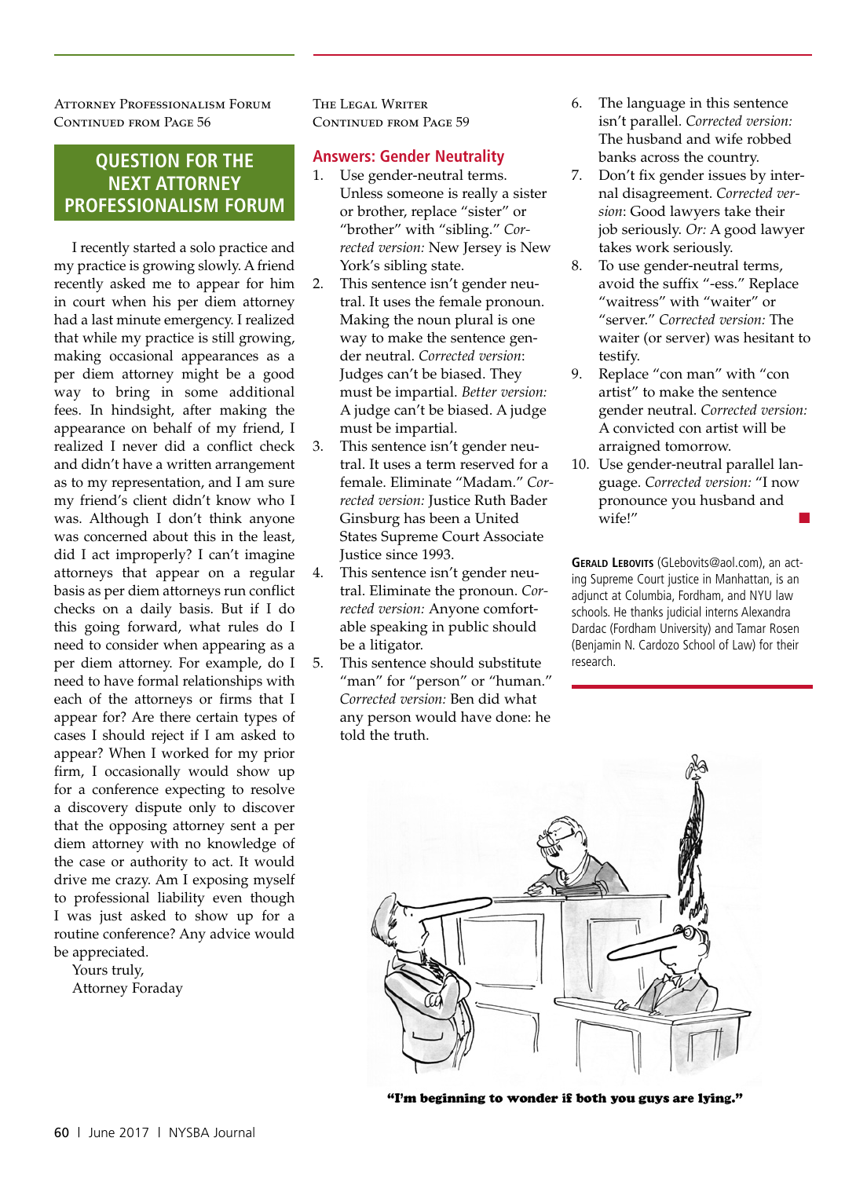Attorney Professionalism Forum
Continued from Page 56

## QUESTION FOR THE NEXT ATTORNEY PROFESSIONALISM FORUM

I recently started a solo practice and my practice is growing slowly. A friend recently asked me to appear for him in court when his per diem attorney had a last minute emergency. I realized that while my practice is still growing, making occasional appearances as a per diem attorney might be a good way to bring in some additional fees. In hindsight, after making the appearance on behalf of my friend, I realized I never did a conflict check and didn't have a written arrangement as to my representation, and I am sure my friend's client didn't know who I was. Although I don't think anyone was concerned about this in the least, did I act improperly? I can't imagine attorneys that appear on a regular basis as per diem attorneys run conflict checks on a daily basis. But if I do this going forward, what rules do I need to consider when appearing as a per diem attorney. For example, do I need to have formal relationships with each of the attorneys or firms that I appear for? Are there certain types of cases I should reject if I am asked to appear? When I worked for my prior firm, I occasionally would show up for a conference expecting to resolve a discovery dispute only to discover that the opposing attorney sent a per diem attorney with no knowledge of the case or authority to act. It would drive me crazy. Am I exposing myself to professional liability even though I was just asked to show up for a routine conference? Any advice would be appreciated.

Yours truly,
Attorney Foraday

The Legal Writer
Continued from Page 59

## Answers: Gender Neutrality

1. Use gender-neutral terms. Unless someone is really a sister or brother, replace "sister" or "brother" with "sibling." *Corrected version:* New Jersey is New York's sibling state.
2. This sentence isn't gender neutral. It uses the female pronoun. Making the noun plural is one way to make the sentence gender neutral. *Corrected version*: Judges can't be biased. They must be impartial. *Better version:* A judge can't be biased. A judge must be impartial.
3. This sentence isn't gender neutral. It uses a term reserved for a female. Eliminate "Madam." *Corrected version:* Justice Ruth Bader Ginsburg has been a United States Supreme Court Associate Justice since 1993.
4. This sentence isn't gender neutral. Eliminate the pronoun. *Corrected version:* Anyone comfortable speaking in public should be a litigator.
5. This sentence should substitute "man" for "person" or "human." *Corrected version:* Ben did what any person would have done: he told the truth.
6. The language in this sentence isn't parallel. *Corrected version:* The husband and wife robbed banks across the country.
7. Don't fix gender issues by internal disagreement. *Corrected version*: Good lawyers take their job seriously. *Or:* A good lawyer takes work seriously.
8. To use gender-neutral terms, avoid the suffix "-ess." Replace "waitress" with "waiter" or "server." *Corrected version:* The waiter (or server) was hesitant to testify.
9. Replace "con man" with "con artist" to make the sentence gender neutral. *Corrected version:* A convicted con artist will be arraigned tomorrow.
10. Use gender-neutral parallel language. *Corrected version:* "I now pronounce you husband and wife!" ■

**Gerald Lebovits** (GLebovits@aol.com), an acting Supreme Court justice in Manhattan, is an adjunct at Columbia, Fordham, and NYU law schools. He thanks judicial interns Alexandra Dardac (Fordham University) and Tamar Rosen (Benjamin N. Cardozo School of Law) for their research.

**"I'm beginning to wonder if both you guys are lying."**